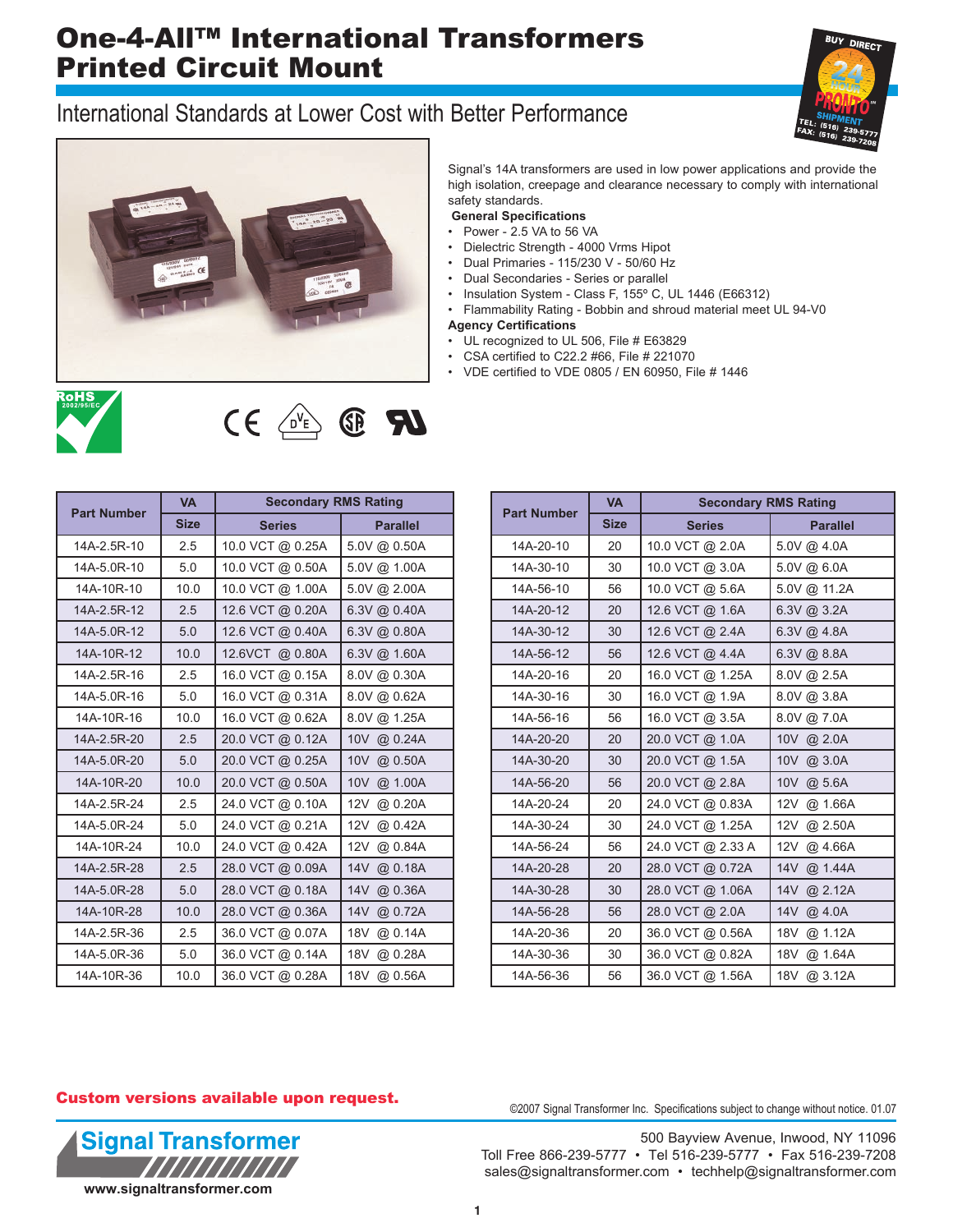# One-4-All™ International Transformers Printed Circuit Mount

## International Standards at Lower Cost with Better Performance

Signal's 14A transformers are used in low power applications and provide the high isolation, creepage and clearance necessary to comply with international safety standards.

**General Specifications**

- Power - 2.5 VA to 56 VA
- Dielectric Strength - 4000 Vrms Hipot
- Dual Primaries - 115/230 V - 50/60 Hz
- Dual Secondaries - Series or parallel
- Insulation System - Class F, 155º C, UL 1446 (E66312)
- Flammability Rating - Bobbin and shroud material meet UL 94-V0

**Agency Certifications**

- UL recognized to UL 506, File # E63829
- CSA certified to C22.2 #66, File # 221070
- VDE certified to VDE 0805 / EN 60950, File # 1446

| Part Number | VA | Secondary RMS Rating | |
|---|---|---|---|
| | Size | Series | Parallel |
| 14A-2.5R-10 | 2.5 | 10.0 VCT @ 0.25A | 5.0V @ 0.50A |
| 14A-5.0R-10 | 5.0 | 10.0 VCT @ 0.50A | 5.0V @ 1.00A |
| 14A-10R-10 | 10.0 | 10.0 VCT @ 1.00A | 5.0V @ 2.00A |
| 14A-2.5R-12 | 2.5 | 12.6 VCT @ 0.20A | 6.3V @ 0.40A |
| 14A-5.0R-12 | 5.0 | 12.6 VCT @ 0.40A | 6.3V @ 0.80A |
| 14A-10R-12 | 10.0 | 12.6VCT @ 0.80A | 6.3V @ 1.60A |
| 14A-2.5R-16 | 2.5 | 16.0 VCT @ 0.15A | 8.0V @ 0.30A |
| 14A-5.0R-16 | 5.0 | 16.0 VCT @ 0.31A | 8.0V @ 0.62A |
| 14A-10R-16 | 10.0 | 16.0 VCT @ 0.62A | 8.0V @ 1.25A |
| 14A-2.5R-20 | 2.5 | 20.0 VCT @ 0.12A | 10V @ 0.24A |
| 14A-5.0R-20 | 5.0 | 20.0 VCT @ 0.25A | 10V @ 0.50A |
| 14A-10R-20 | 10.0 | 20.0 VCT @ 0.50A | 10V @ 1.00A |
| 14A-2.5R-24 | 2.5 | 24.0 VCT @ 0.10A | 12V @ 0.20A |
| 14A-5.0R-24 | 5.0 | 24.0 VCT @ 0.21A | 12V @ 0.42A |
| 14A-10R-24 | 10.0 | 24.0 VCT @ 0.42A | 12V @ 0.84A |
| 14A-2.5R-28 | 2.5 | 28.0 VCT @ 0.09A | 14V @ 0.18A |
| 14A-5.0R-28 | 5.0 | 28.0 VCT @ 0.18A | 14V @ 0.36A |
| 14A-10R-28 | 10.0 | 28.0 VCT @ 0.36A | 14V @ 0.72A |
| 14A-2.5R-36 | 2.5 | 36.0 VCT @ 0.07A | 18V @ 0.14A |
| 14A-5.0R-36 | 5.0 | 36.0 VCT @ 0.14A | 18V @ 0.28A |
| 14A-10R-36 | 10.0 | 36.0 VCT @ 0.28A | 18V @ 0.56A |

| Part Number | VA | Secondary RMS Rating | |
|---|---|---|---|
| | Size | Series | Parallel |
| 14A-20-10 | 20 | 10.0 VCT @ 2.0A | 5.0V @ 4.0A |
| 14A-30-10 | 30 | 10.0 VCT @ 3.0A | 5.0V @ 6.0A |
| 14A-56-10 | 56 | 10.0 VCT @ 5.6A | 5.0V @ 11.2A |
| 14A-20-12 | 20 | 12.6 VCT @ 1.6A | 6.3V @ 3.2A |
| 14A-30-12 | 30 | 12.6 VCT @ 2.4A | 6.3V @ 4.8A |
| 14A-56-12 | 56 | 12.6 VCT @ 4.4A | 6.3V @ 8.8A |
| 14A-20-16 | 20 | 16.0 VCT @ 1.25A | 8.0V @ 2.5A |
| 14A-30-16 | 30 | 16.0 VCT @ 1.9A | 8.0V @ 3.8A |
| 14A-56-16 | 56 | 16.0 VCT @ 3.5A | 8.0V @ 7.0A |
| 14A-20-20 | 20 | 20.0 VCT @ 1.0A | 10V @ 2.0A |
| 14A-30-20 | 30 | 20.0 VCT @ 1.5A | 10V @ 3.0A |
| 14A-56-20 | 56 | 20.0 VCT @ 2.8A | 10V @ 5.6A |
| 14A-20-24 | 20 | 24.0 VCT @ 0.83A | 12V @ 1.66A |
| 14A-30-24 | 30 | 24.0 VCT @ 1.25A | 12V @ 2.50A |
| 14A-56-24 | 56 | 24.0 VCT @ 2.33 A | 12V @ 4.66A |
| 14A-20-28 | 20 | 28.0 VCT @ 0.72A | 14V @ 1.44A |
| 14A-30-28 | 30 | 28.0 VCT @ 1.06A | 14V @ 2.12A |
| 14A-56-28 | 56 | 28.0 VCT @ 2.0A | 14V @ 4.0A |
| 14A-20-36 | 20 | 36.0 VCT @ 0.56A | 18V @ 1.12A |
| 14A-30-36 | 30 | 36.0 VCT @ 0.82A | 18V @ 1.64A |
| 14A-56-36 | 56 | 36.0 VCT @ 1.56A | 18V @ 3.12A |

**Custom versions available upon request.**

©2007 Signal Transformer Inc. Specifications subject to change without notice. 01.07

**Signal Transformer**

www.signaltransformer.com

500 Bayview Avenue, Inwood, NY 11096
Toll Free 866-239-5777 • Tel 516-239-5777 • Fax 516-239-7208
sales@signaltransformer.com • techhelp@signaltransformer.com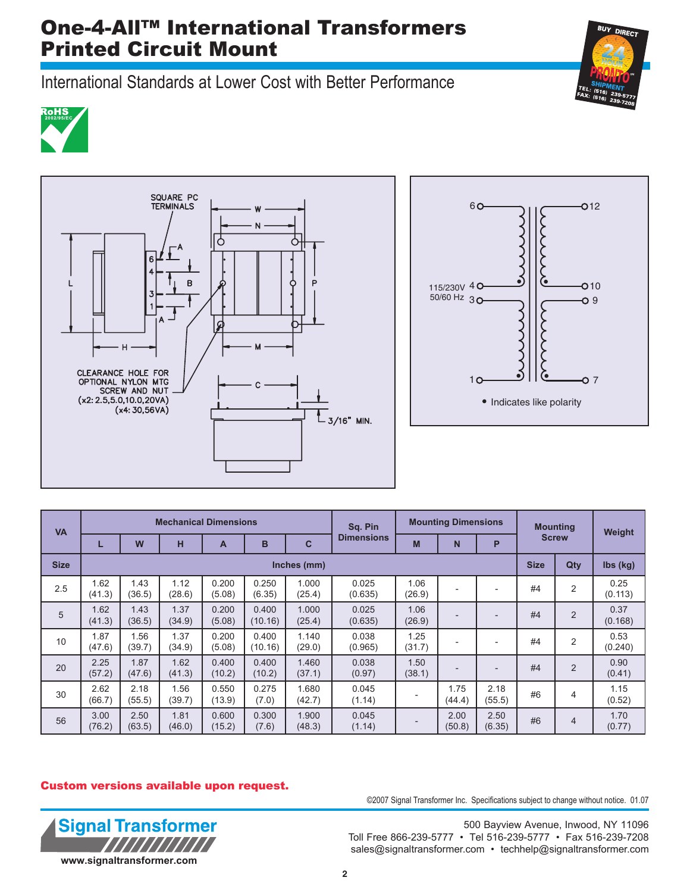# One-4-All™ International Transformers Printed Circuit Mount

International Standards at Lower Cost with Better Performance

RoHS 2002/95/EC

BUY DIRECT 24 HOUR PRONTO℠ SHIPMENT TEL: (516) 239-5777 FAX: (516) 239-7208

SQUARE PC TERMINALS

W

N

A

6

4

B

3

1

A

L

P

H

M

CLEARANCE HOLE FOR OPTIONAL NYLON MTG SCREW AND NUT (x2: 2.5,5.0,10.0,20VA) (x4: 30,56VA)

C

3/16" MIN.

6

12

115/230V 4

50/60 Hz 3

10

9

1

7

• Indicates like polarity

| VA | Mechanical Dimensions | | | | | | Sq. Pin Dimensions | Mounting Dimensions | | | Mounting Screw | | Weight |
|---|---|---|---|---|---|---|---|---|---|---|---|---|---|
| | L | W | H | A | B | C | | M | N | P | | | |
| Size | Inches (mm) | | | | | | | | | | Size | Qty | lbs (kg) |
| 2.5 | 1.62 (41.3) | 1.43 (36.5) | 1.12 (28.6) | 0.200 (5.08) | 0.250 (6.35) | 1.000 (25.4) | 0.025 (0.635) | 1.06 (26.9) | - | - | #4 | 2 | 0.25 (0.113) |
| 5 | 1.62 (41.3) | 1.43 (36.5) | 1.37 (34.9) | 0.200 (5.08) | 0.400 (10.16) | 1.000 (25.4) | 0.025 (0.635) | 1.06 (26.9) | - | - | #4 | 2 | 0.37 (0.168) |
| 10 | 1.87 (47.6) | 1.56 (39.7) | 1.37 (34.9) | 0.200 (5.08) | 0.400 (10.16) | 1.140 (29.0) | 0.038 (0.965) | 1.25 (31.7) | - | - | #4 | 2 | 0.53 (0.240) |
| 20 | 2.25 (57.2) | 1.87 (47.6) | 1.62 (41.3) | 0.400 (10.2) | 0.400 (10.2) | 1.460 (37.1) | 0.038 (0.97) | 1.50 (38.1) | - | - | #4 | 2 | 0.90 (0.41) |
| 30 | 2.62 (66.7) | 2.18 (55.5) | 1.56 (39.7) | 0.550 (13.9) | 0.275 (7.0) | 1.680 (42.7) | 0.045 (1.14) | - | 1.75 (44.4) | 2.18 (55.5) | #6 | 4 | 1.15 (0.52) |
| 56 | 3.00 (76.2) | 2.50 (63.5) | 1.81 (46.0) | 0.600 (15.2) | 0.300 (7.6) | 1.900 (48.3) | 0.045 (1.14) | - | 2.00 (50.8) | 2.50 (6.35) | #6 | 4 | 1.70 (0.77) |

**Custom versions available upon request.**

©2007 Signal Transformer Inc. Specifications subject to change without notice. 01.07

Signal Transformer

www.signaltransformer.com

500 Bayview Avenue, Inwood, NY 11096
Toll Free 866-239-5777 • Tel 516-239-5777 • Fax 516-239-7208
sales@signaltransformer.com • techhelp@signaltransformer.com